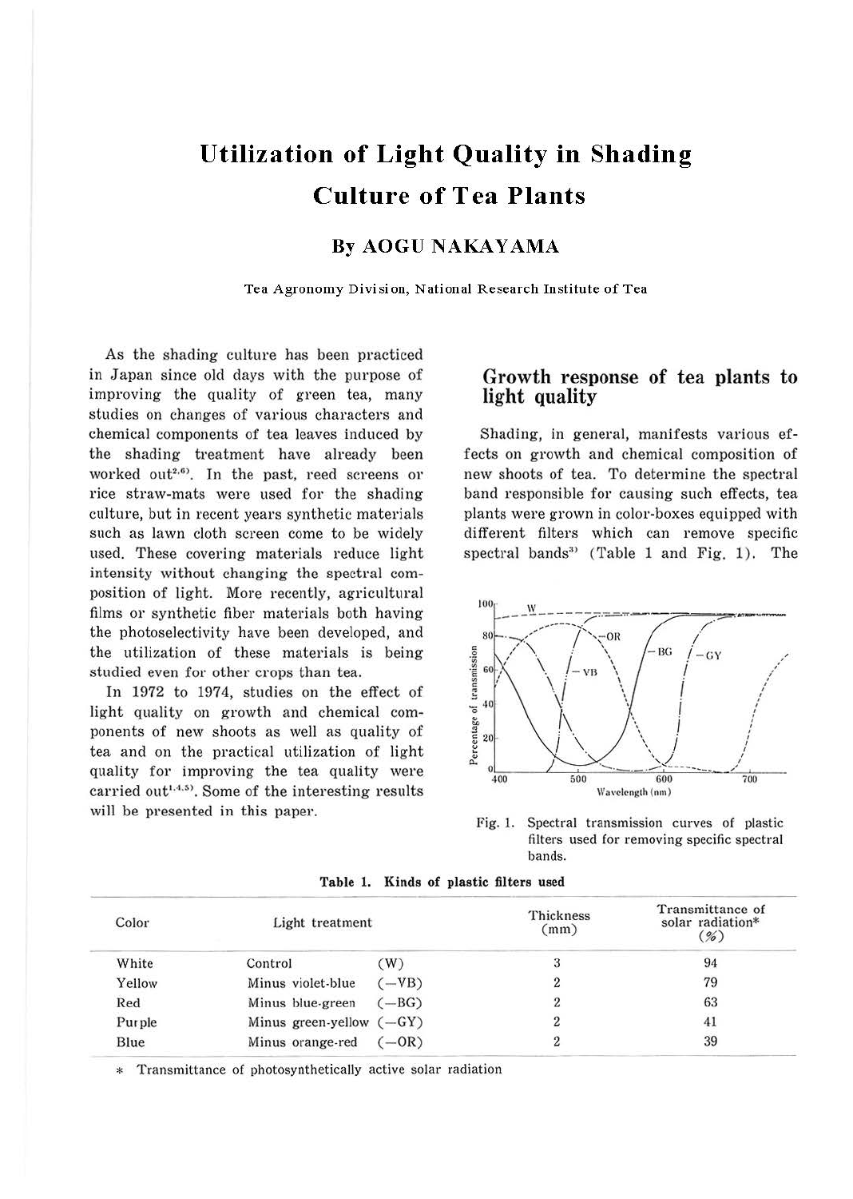# Utilization of Light Quality in Shading Culture of Tea Plants

## By AOGU NAKAYAMA

Tea Agronomy Division, National Research Institute of Tea

As the shading culture has been practiced in Japan since old days with the purpose of improving the quality of green tea, many studies on changes of various characters and chemical components of tea leaves induced by the shading treatment have already been worked out[2,6]. In the past, reed screens or rice straw-mats were used for the shading culture, but in recent years synthetic materials such as lawn cloth screen come to be widely used. These covering materials reduce light intensity without changing the spectral composition of light. More recently, agricultural films or synthetic fiber materials both having the photoselectivity have been developed, and the utilization of these materials is being studied even for other crops than tea.

In 1972 to 1974, studies on the effect of light quality on growth and chemical components of new shoots as well as quality of tea and on the practical utilization of light quality for improving the tea quality were carried out[1,4,5]. Some of the interesting results will be presented in this paper.

## Growth response of tea plants to light quality

Shading, in general, manifests various effects on growth and chemical composition of new shoots of tea. To determine the spectral band responsible for causing such effects, tea plants were grown in color-boxes equipped with different filters which can remove specific spectral bands[3] (Table 1 and Fig. 1). The

Fig. 1. Spectral transmission curves of plastic filters used for removing specific spectral bands.

**Table 1. Kinds of plastic filters used**

| Color | Light treatment | Thickness (mm) | Transmittance of solar radiation* (%) |
|---|---|---|---|
| White | Control (W) | 3 | 94 |
| Yellow | Minus violet-blue (−VB) | 2 | 79 |
| Red | Minus blue-green (−BG) | 2 | 63 |
| Purple | Minus green-yellow (−GY) | 2 | 41 |
| Blue | Minus orange-red (−OR) | 2 | 39 |

\* Transmittance of photosynthetically active solar radiation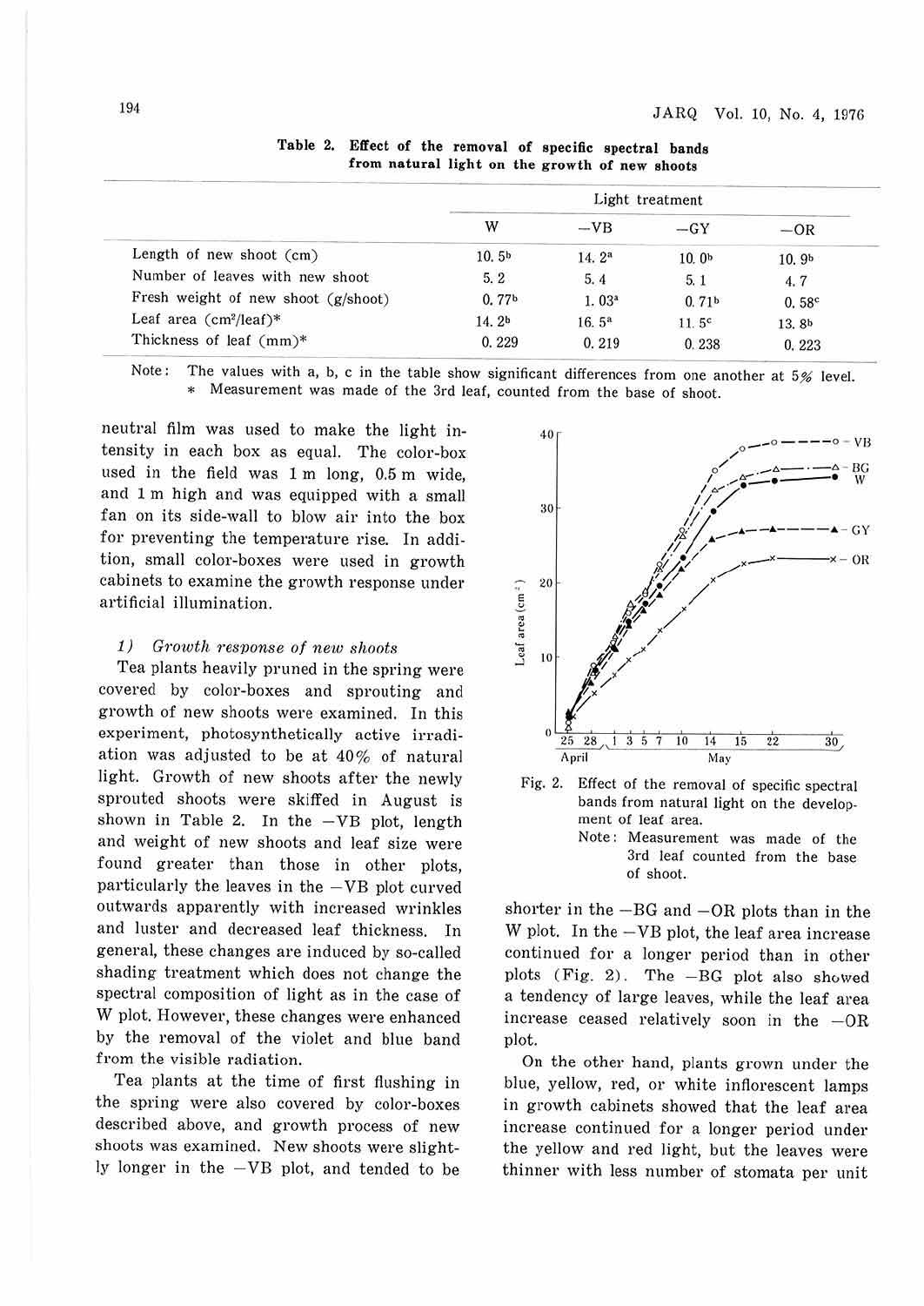**Table 2. Effect of the removal of specific spectral bands from natural light on the growth of new shoots**

| | Light treatment | | | |
|---|---|---|---|---|
| | W | −VB | −GY | −OR |
| Length of new shoot (cm) | 10.5[b] | 14.2[a] | 10.0[b] | 10.9[b] |
| Number of leaves with new shoot | 5.2 | 5.4 | 5.1 | 4.7 |
| Fresh weight of new shoot (g/shoot) | 0.77[b] | 1.03[a] | 0.71[b] | 0.58[c] |
| Leaf area ($cm^2$/leaf)* | 14.2[b] | 16.5[a] | 11.5[c] | 13.8[b] |
| Thickness of leaf (mm)* | 0.229 | 0.219 | 0.238 | 0.223 |

Note: The values with a, b, c in the table show significant differences from one another at 5% level.
\* Measurement was made of the 3rd leaf, counted from the base of shoot.

neutral film was used to make the light intensity in each box as equal. The color-box used in the field was 1 m long, 0.5 m wide, and 1 m high and was equipped with a small fan on its side-wall to blow air into the box for preventing the temperature rise. In addition, small color-boxes were used in growth cabinets to examine the growth response under artificial illumination.

*1) Growth response of new shoots*

Tea plants heavily pruned in the spring were covered by color-boxes and sprouting and growth of new shoots were examined. In this experiment, photosynthetically active irradiation was adjusted to be at 40% of natural light. Growth of new shoots after the newly sprouted shoots were skiffed in August is shown in Table 2. In the −VB plot, length and weight of new shoots and leaf size were found greater than those in other plots, particularly the leaves in the −VB plot curved outwards apparently with increased wrinkles and luster and decreased leaf thickness. In general, these changes are induced by so-called shading treatment which does not change the spectral composition of light as in the case of W plot. However, these changes were enhanced by the removal of the violet and blue band from the visible radiation.

Tea plants at the time of first flushing in the spring were also covered by color-boxes described above, and growth process of new shoots was examined. New shoots were slightly longer in the −VB plot, and tended to be shorter in the −BG and −OR plots than in the W plot. In the −VB plot, the leaf area increase continued for a longer period than in other plots (Fig. 2). The −BG plot also showed a tendency of large leaves, while the leaf area increase ceased relatively soon in the −OR plot.

Fig. 2. Effect of the removal of specific spectral bands from natural light on the development of leaf area.
Note: Measurement was made of the 3rd leaf counted from the base of shoot.

On the other hand, plants grown under the blue, yellow, red, or white inflorescent lamps in growth cabinets showed that the leaf area increase continued for a longer period under the yellow and red light, but the leaves were thinner with less number of stomata per unit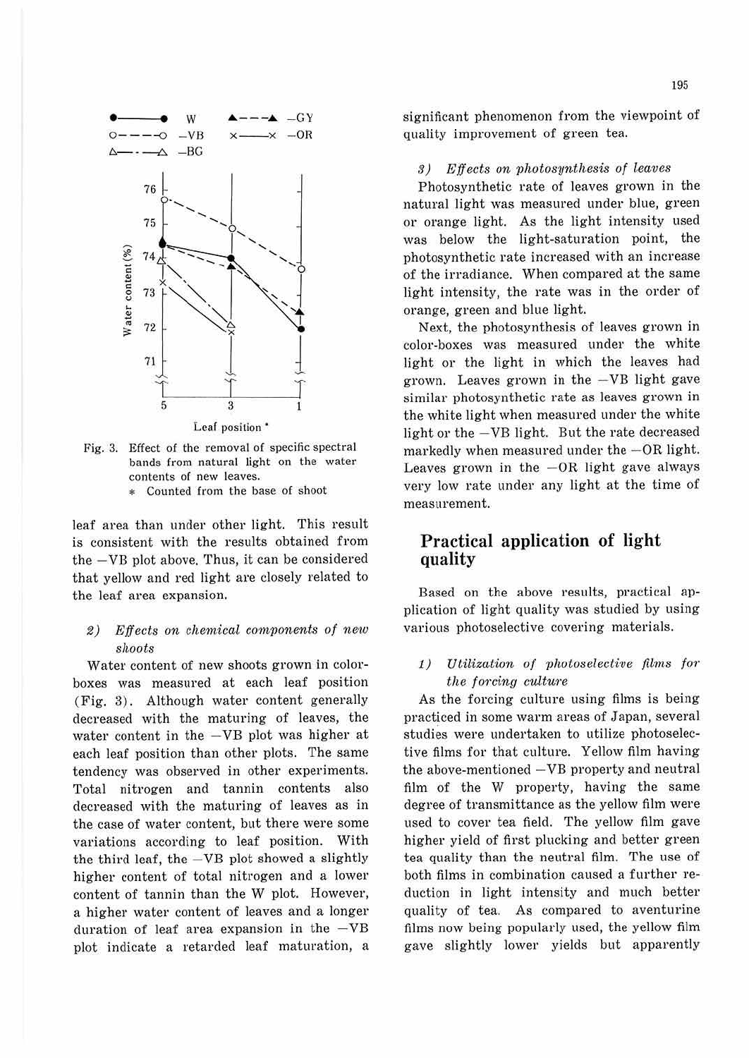Fig. 3. Effect of the removal of specific spectral bands from natural light on the water contents of new leaves.
\* Counted from the base of shoot

leaf area than under other light. This result is consistent with the results obtained from the −VB plot above. Thus, it can be considered that yellow and red light are closely related to the leaf area expansion.

### 2) *Effects on chemical components of new shoots*

Water content of new shoots grown in color-boxes was measured at each leaf position (Fig. 3). Although water content generally decreased with the maturing of leaves, the water content in the −VB plot was higher at each leaf position than other plots. The same tendency was observed in other experiments. Total nitrogen and tannin contents also decreased with the maturing of leaves as in the case of water content, but there were some variations according to leaf position. With the third leaf, the −VB plot showed a slightly higher content of total nitrogen and a lower content of tannin than the W plot. However, a higher water content of leaves and a longer duration of leaf area expansion in the −VB plot indicate a retarded leaf maturation, a significant phenomenon from the viewpoint of quality improvement of green tea.

### 3) *Effects on photosynthesis of leaves*

Photosynthetic rate of leaves grown in the natural light was measured under blue, green or orange light. As the light intensity used was below the light-saturation point, the photosynthetic rate increased with an increase of the irradiance. When compared at the same light intensity, the rate was in the order of orange, green and blue light.

Next, the photosynthesis of leaves grown in color-boxes was measured under the white light or the light in which the leaves had grown. Leaves grown in the −VB light gave similar photosynthetic rate as leaves grown in the white light when measured under the white light or the −VB light. But the rate decreased markedly when measured under the −OR light. Leaves grown in the −OR light gave always very low rate under any light at the time of measurement.

## Practical application of light quality

Based on the above results, practical application of light quality was studied by using various photoselective covering materials.

### 1) *Utilization of photoselective films for the forcing culture*

As the forcing culture using films is being practiced in some warm areas of Japan, several studies were undertaken to utilize photoselective films for that culture. Yellow film having the above-mentioned −VB property and neutral film of the W property, having the same degree of transmittance as the yellow film were used to cover tea field. The yellow film gave higher yield of first plucking and better green tea quality than the neutral film. The use of both films in combination caused a further reduction in light intensity and much better quality of tea. As compared to aventurine films now being popularly used, the yellow film gave slightly lower yields but apparently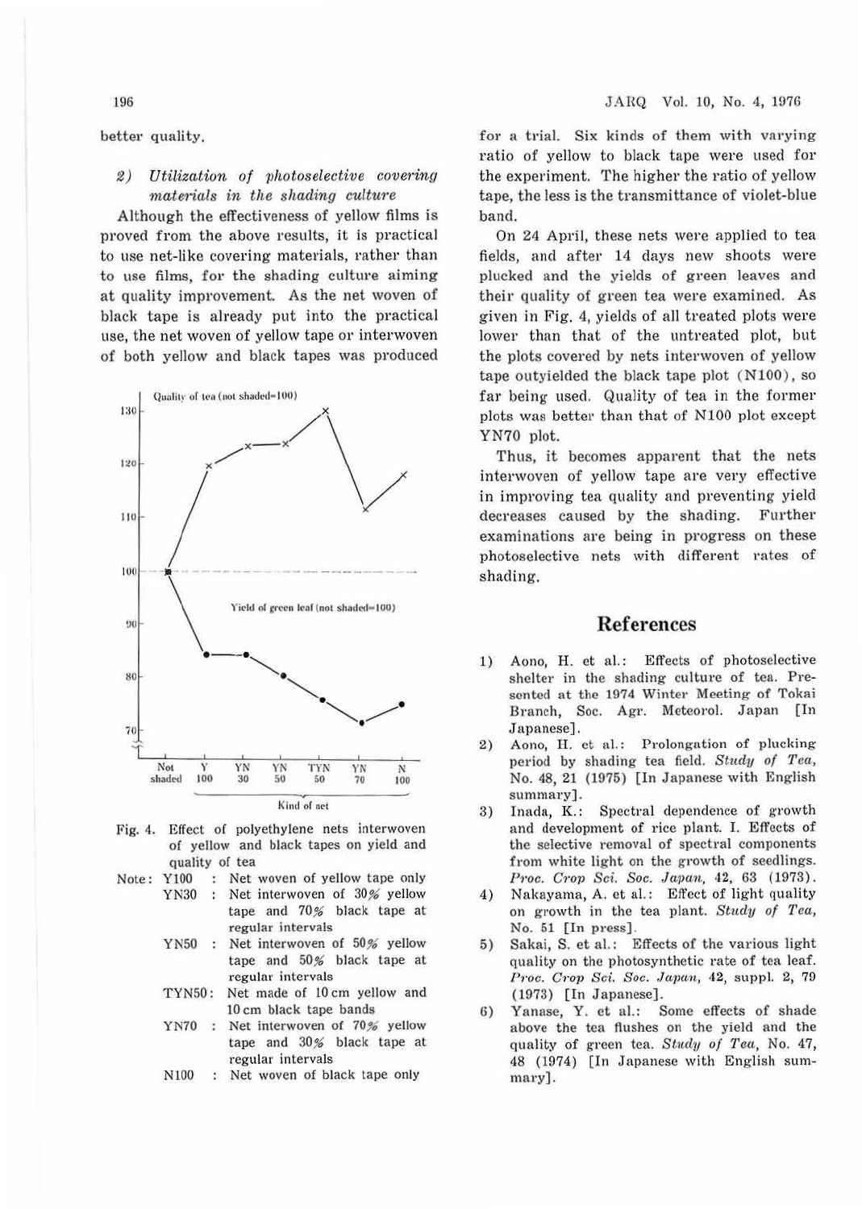better quality.

### 2) *Utilization of photoselective covering materials in the shading culture*

Although the effectiveness of yellow films is proved from the above results, it is practical to use net-like covering materials, rather than to use films, for the shading culture aiming at quality improvement. As the net woven of black tape is already put into the practical use, the net woven of yellow tape or interwoven of both yellow and black tapes was produced for a trial. Six kinds of them with varying ratio of yellow to black tape were used for the experiment. The higher the ratio of yellow tape, the less is the transmittance of violet-blue band.

Quality of tea (not shaded=100)

Yield of green leaf (not shaded=100)

130
120
110
100
90
80
70

Not shaded
Y 100
YN 30
YN 50
TYN 50
YN 70
N 100

Kind of net

Fig. 4. Effect of polyethylene nets interwoven of yellow and black tapes on yield and quality of tea

Note:
- Y100 : Net woven of yellow tape only
- YN30 : Net interwoven of 30% yellow tape and 70% black tape at regular intervals
- YN50 : Net interwoven of 50% yellow tape and 50% black tape at regular intervals
- TYN50: Net made of 10 cm yellow and 10 cm black tape bands
- YN70 : Net interwoven of 70% yellow tape and 30% black tape at regular intervals
- N100 : Net woven of black tape only

On 24 April, these nets were applied to tea fields, and after 14 days new shoots were plucked and the yields of green leaves and their quality of green tea were examined. As given in Fig. 4, yields of all treated plots were lower than that of the untreated plot, but the plots covered by nets interwoven of yellow tape outyielded the black tape plot (N100), so far being used. Quality of tea in the former plots was better than that of N100 plot except YN70 plot.

Thus, it becomes apparent that the nets interwoven of yellow tape are very effective in improving tea quality and preventing yield decreases caused by the shading. Further examinations are being in progress on these photoselective nets with different rates of shading.

## References

1) Aono, H. et al.: Effects of photoselective shelter in the shading culture of tea. Presented at the 1974 Winter Meeting of Tokai Branch, Soc. Agr. Meteorol. Japan [In Japanese].
2) Aono, H. et al.: Prolongation of plucking period by shading tea field. *Study of Tea*, No. 48, 21 (1975) [In Japanese with English summary].
3) Inada, K.: Spectral dependence of growth and development of rice plant. I. Effects of the selective removal of spectral components from white light on the growth of seedlings. *Proc. Crop Sci. Soc. Japan*, 42, 63 (1973).
4) Nakayama, A. et al.: Effect of light quality on growth in the tea plant. *Study of Tea*, No. 51 [In press].
5) Sakai, S. et al.: Effects of the various light quality on the photosynthetic rate of tea leaf. *Proc. Crop Sci. Soc. Japan*, 42, suppl. 2, 79 (1973) [In Japanese].
6) Yanase, Y. et al.: Some effects of shade above the tea flushes on the yield and the quality of green tea. *Study of Tea*, No. 47, 48 (1974) [In Japanese with English summary].